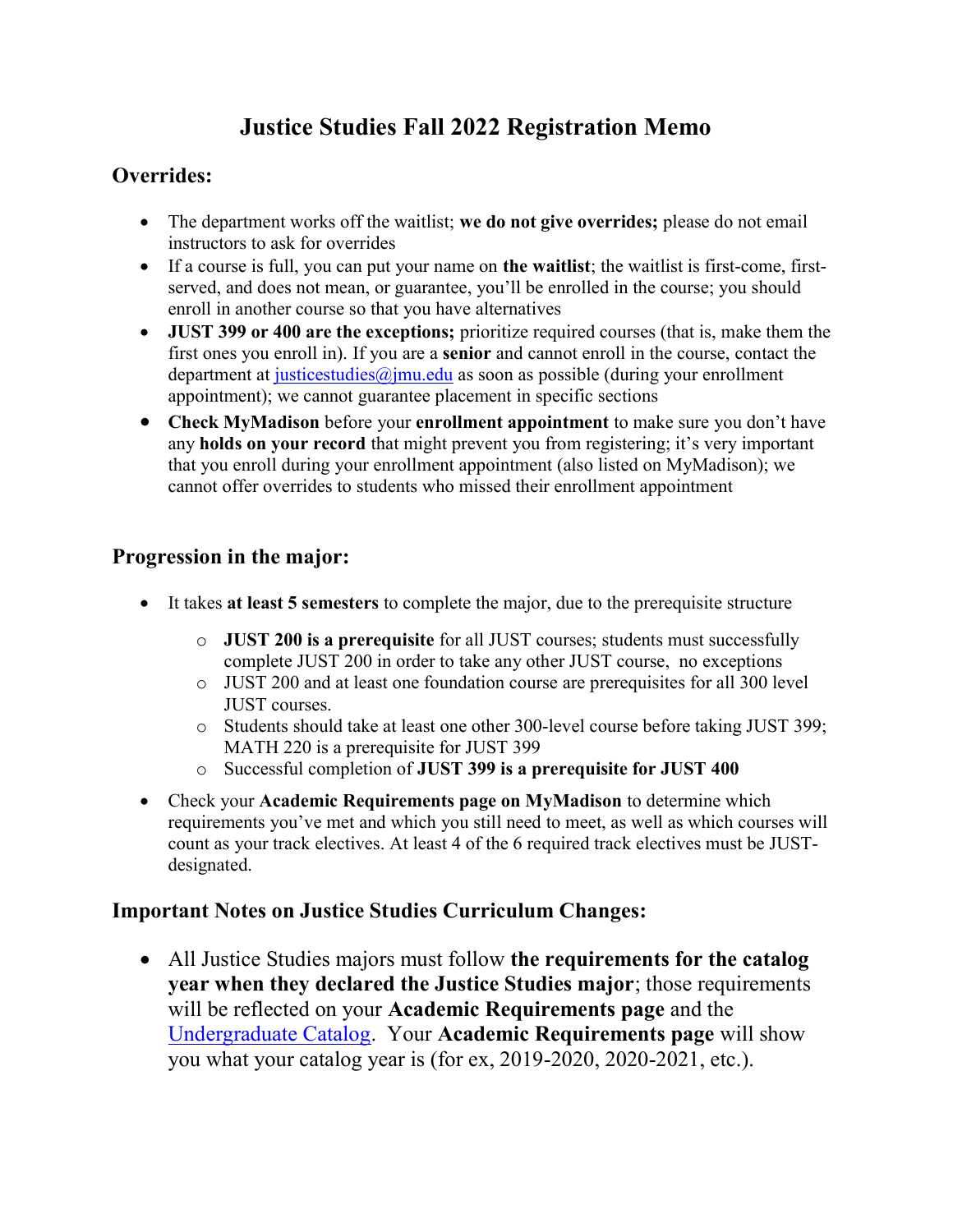# Justice Studies Fall 2022 Registration Memo

## Overrides:

- The department works off the waitlist; **we do not give overrides;** please do not email instructors to ask for overrides
- If a course is full, you can put your name on **the waitlist**; the waitlist is first-come, first-served, and does not mean, or guarantee, you'll be enrolled in the course; you should enroll in another course so that you have alternatives
- **JUST 399 or 400 are the exceptions;** prioritize required courses (that is, make them the first ones you enroll in). If you are a **senior** and cannot enroll in the course, contact the department at [justicestudies@jmu.edu](mailto:justicestudies@jmu.edu) as soon as possible (during your enrollment appointment); we cannot guarantee placement in specific sections
- **Check MyMadison** before your **enrollment appointment** to make sure you don't have any **holds on your record** that might prevent you from registering; it's very important that you enroll during your enrollment appointment (also listed on MyMadison); we cannot offer overrides to students who missed their enrollment appointment

## Progression in the major:

- It takes **at least 5 semesters** to complete the major, due to the prerequisite structure
    - **JUST 200 is a prerequisite** for all JUST courses; students must successfully complete JUST 200 in order to take any other JUST course, no exceptions
    - JUST 200 and at least one foundation course are prerequisites for all 300 level JUST courses.
    - Students should take at least one other 300-level course before taking JUST 399; MATH 220 is a prerequisite for JUST 399
    - Successful completion of **JUST 399 is a prerequisite for JUST 400**
- Check your **Academic Requirements page on MyMadison** to determine which requirements you've met and which you still need to meet, as well as which courses will count as your track electives. At least 4 of the 6 required track electives must be JUST-designated.

## Important Notes on Justice Studies Curriculum Changes:

- All Justice Studies majors must follow **the requirements for the catalog year when they declared the Justice Studies major**; those requirements will be reflected on your **Academic Requirements page** and the Undergraduate Catalog. Your **Academic Requirements page** will show you what your catalog year is (for ex, 2019-2020, 2020-2021, etc.).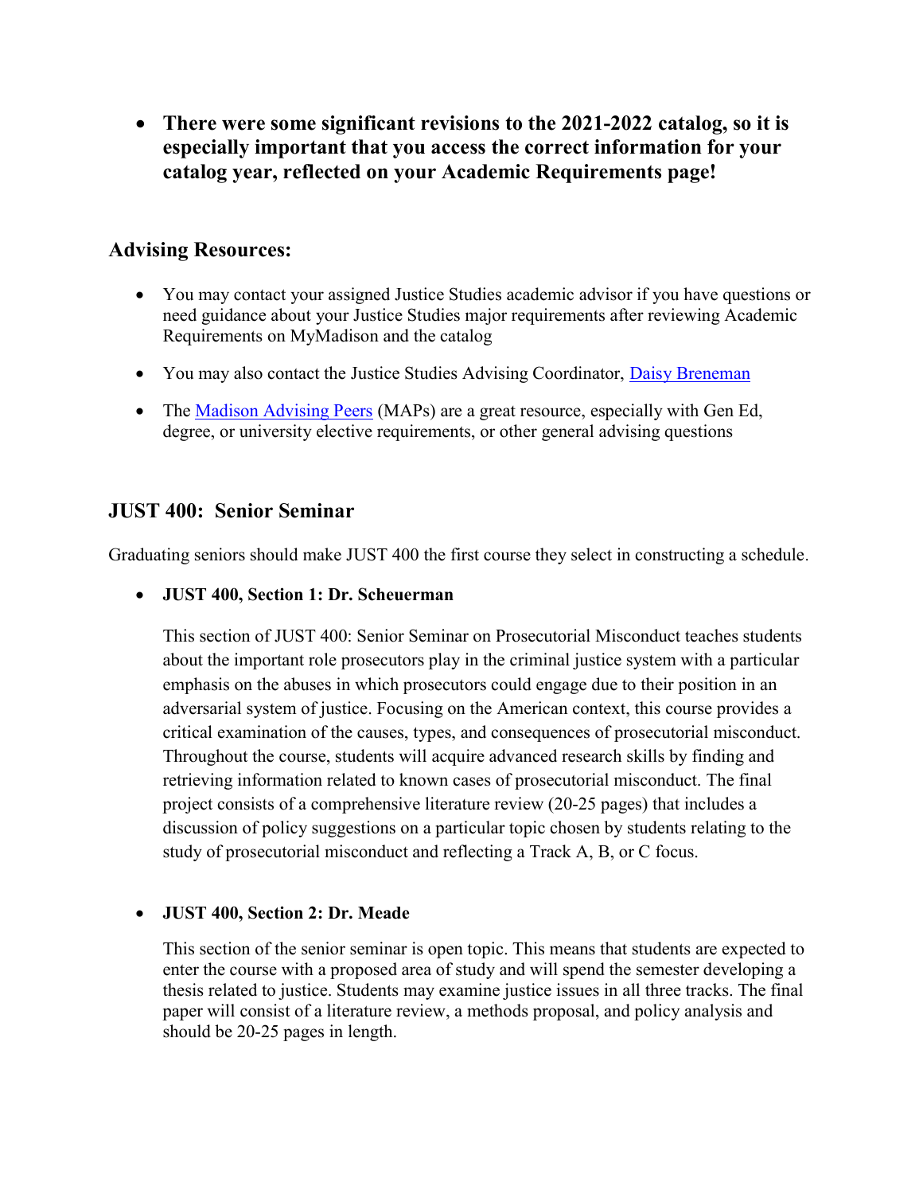- **There were some significant revisions to the 2021-2022 catalog, so it is especially important that you access the correct information for your catalog year, reflected on your Academic Requirements page!**

## Advising Resources:

- You may contact your assigned Justice Studies academic advisor if you have questions or need guidance about your Justice Studies major requirements after reviewing Academic Requirements on MyMadison and the catalog
- You may also contact the Justice Studies Advising Coordinator, Daisy Breneman
- The Madison Advising Peers (MAPs) are a great resource, especially with Gen Ed, degree, or university elective requirements, or other general advising questions

## JUST 400: Senior Seminar

Graduating seniors should make JUST 400 the first course they select in constructing a schedule.

- **JUST 400, Section 1: Dr. Scheuerman**

  This section of JUST 400: Senior Seminar on Prosecutorial Misconduct teaches students about the important role prosecutors play in the criminal justice system with a particular emphasis on the abuses in which prosecutors could engage due to their position in an adversarial system of justice. Focusing on the American context, this course provides a critical examination of the causes, types, and consequences of prosecutorial misconduct. Throughout the course, students will acquire advanced research skills by finding and retrieving information related to known cases of prosecutorial misconduct. The final project consists of a comprehensive literature review (20-25 pages) that includes a discussion of policy suggestions on a particular topic chosen by students relating to the study of prosecutorial misconduct and reflecting a Track A, B, or C focus.

- **JUST 400, Section 2: Dr. Meade**

  This section of the senior seminar is open topic. This means that students are expected to enter the course with a proposed area of study and will spend the semester developing a thesis related to justice. Students may examine justice issues in all three tracks. The final paper will consist of a literature review, a methods proposal, and policy analysis and should be 20-25 pages in length.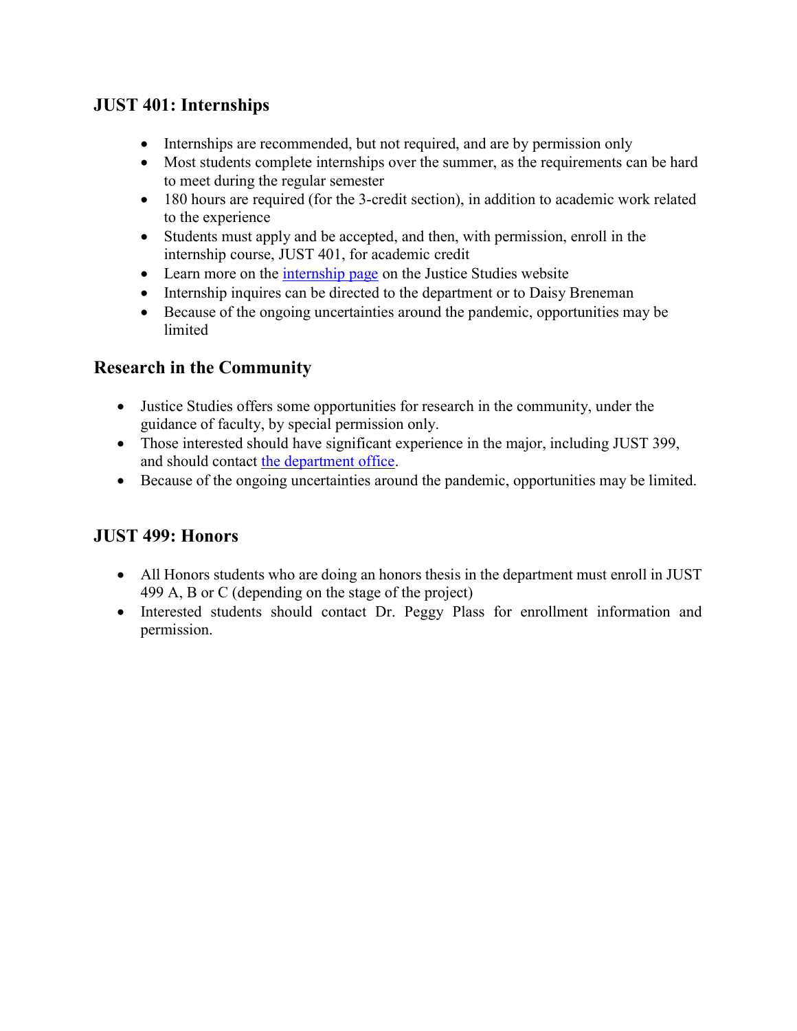## JUST 401: Internships

- Internships are recommended, but not required, and are by permission only
- Most students complete internships over the summer, as the requirements can be hard to meet during the regular semester
- 180 hours are required (for the 3-credit section), in addition to academic work related to the experience
- Students must apply and be accepted, and then, with permission, enroll in the internship course, JUST 401, for academic credit
- Learn more on the internship page on the Justice Studies website
- Internship inquires can be directed to the department or to Daisy Breneman
- Because of the ongoing uncertainties around the pandemic, opportunities may be limited

## Research in the Community

- Justice Studies offers some opportunities for research in the community, under the guidance of faculty, by special permission only.
- Those interested should have significant experience in the major, including JUST 399, and should contact the department office.
- Because of the ongoing uncertainties around the pandemic, opportunities may be limited.

## JUST 499: Honors

- All Honors students who are doing an honors thesis in the department must enroll in JUST 499 A, B or C (depending on the stage of the project)
- Interested students should contact Dr. Peggy Plass for enrollment information and permission.